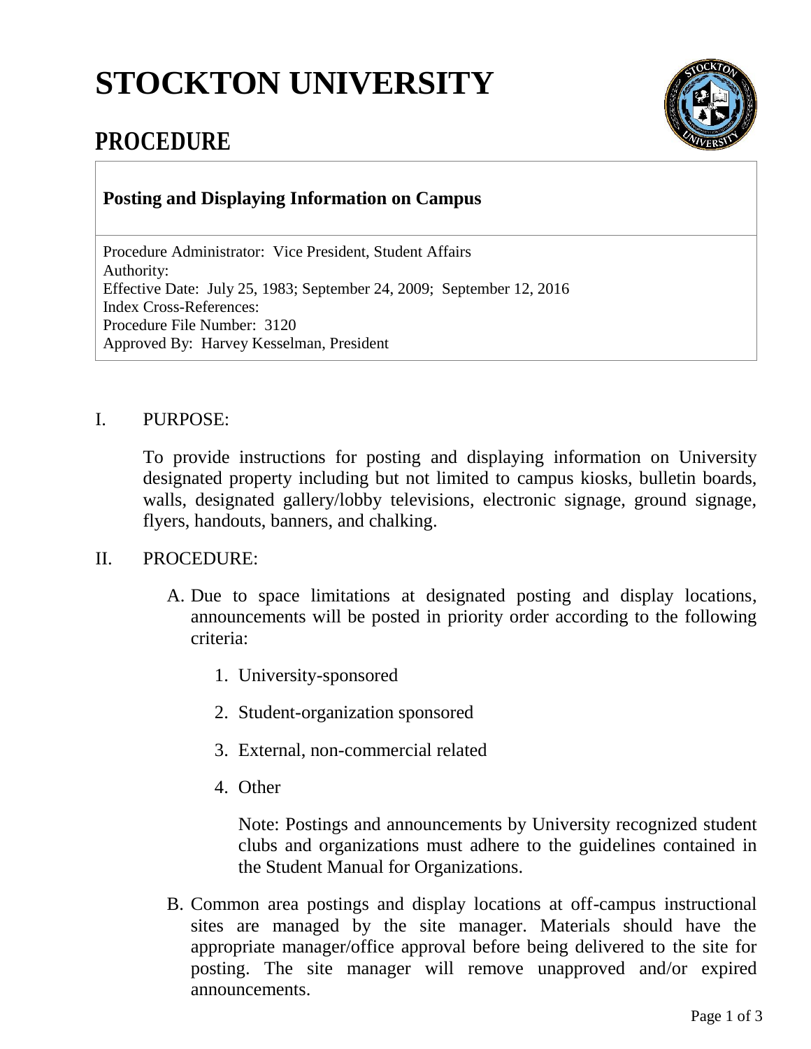# STOCKTON UNIVERSITY

## PROCEDURE

**Posting and Displaying Information on Campus**

Procedure Administrator: Vice President, Student Affairs
Authority:
Effective Date: July 25, 1983; September 24, 2009; September 12, 2016
Index Cross-References:
Procedure File Number: 3120
Approved By: Harvey Kesselman, President

I. PURPOSE:

To provide instructions for posting and displaying information on University designated property including but not limited to campus kiosks, bulletin boards, walls, designated gallery/lobby televisions, electronic signage, ground signage, flyers, handouts, banners, and chalking.

II. PROCEDURE:

A. Due to space limitations at designated posting and display locations, announcements will be posted in priority order according to the following criteria:

1. University-sponsored
2. Student-organization sponsored
3. External, non-commercial related
4. Other

   Note: Postings and announcements by University recognized student clubs and organizations must adhere to the guidelines contained in the Student Manual for Organizations.

B. Common area postings and display locations at off-campus instructional sites are managed by the site manager. Materials should have the appropriate manager/office approval before being delivered to the site for posting. The site manager will remove unapproved and/or expired announcements.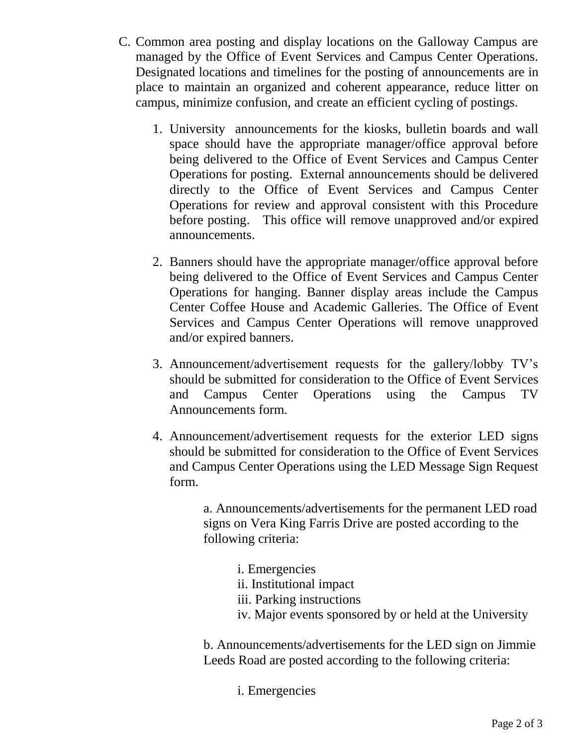C. Common area posting and display locations on the Galloway Campus are managed by the Office of Event Services and Campus Center Operations. Designated locations and timelines for the posting of announcements are in place to maintain an organized and coherent appearance, reduce litter on campus, minimize confusion, and create an efficient cycling of postings.

1. University announcements for the kiosks, bulletin boards and wall space should have the appropriate manager/office approval before being delivered to the Office of Event Services and Campus Center Operations for posting. External announcements should be delivered directly to the Office of Event Services and Campus Center Operations for review and approval consistent with this Procedure before posting. This office will remove unapproved and/or expired announcements.

2. Banners should have the appropriate manager/office approval before being delivered to the Office of Event Services and Campus Center Operations for hanging. Banner display areas include the Campus Center Coffee House and Academic Galleries. The Office of Event Services and Campus Center Operations will remove unapproved and/or expired banners.

3. Announcement/advertisement requests for the gallery/lobby TV's should be submitted for consideration to the Office of Event Services and Campus Center Operations using the Campus TV Announcements form.

4. Announcement/advertisement requests for the exterior LED signs should be submitted for consideration to the Office of Event Services and Campus Center Operations using the LED Message Sign Request form.

   a. Announcements/advertisements for the permanent LED road signs on Vera King Farris Drive are posted according to the following criteria:

      i. Emergencies
      ii. Institutional impact
      iii. Parking instructions
      iv. Major events sponsored by or held at the University

   b. Announcements/advertisements for the LED sign on Jimmie Leeds Road are posted according to the following criteria:

      i. Emergencies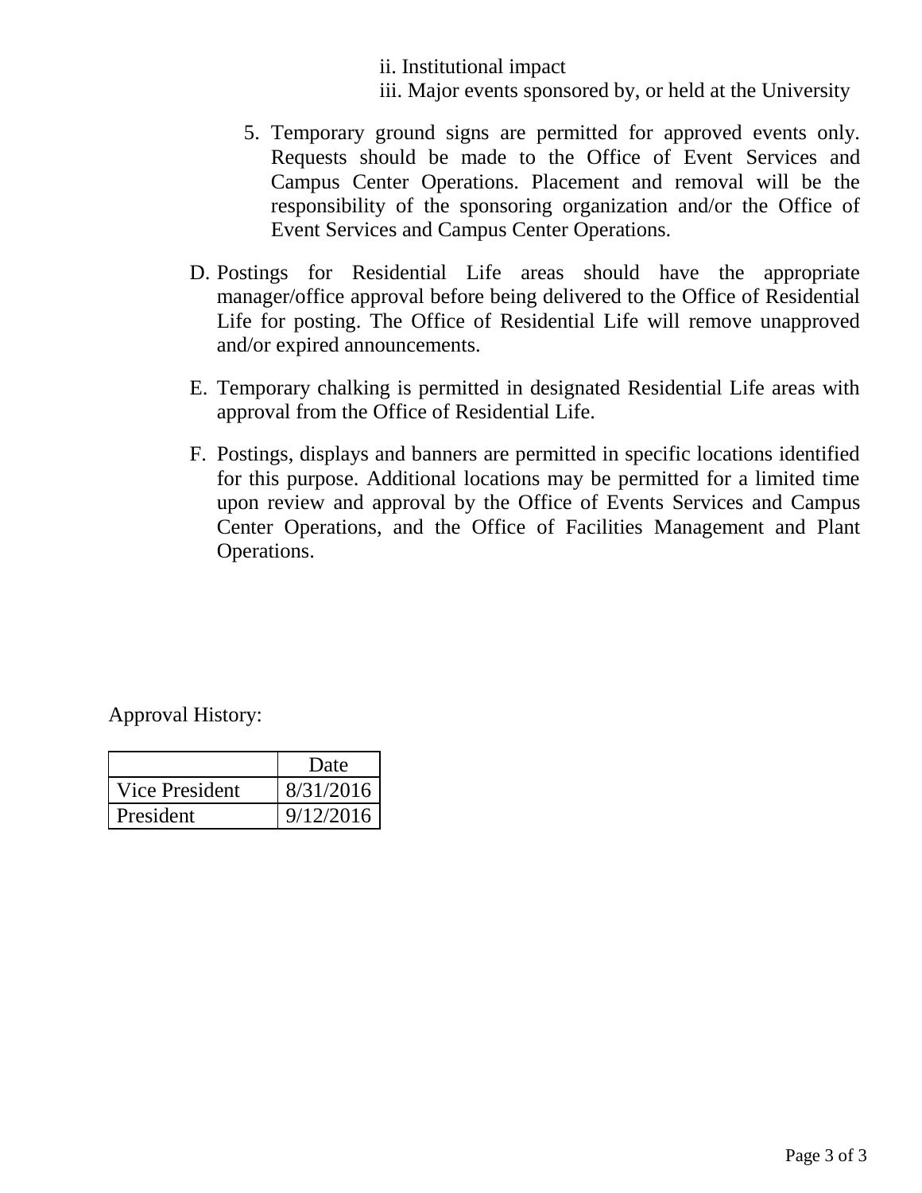ii. Institutional impact
iii. Major events sponsored by, or held at the University

5. Temporary ground signs are permitted for approved events only. Requests should be made to the Office of Event Services and Campus Center Operations. Placement and removal will be the responsibility of the sponsoring organization and/or the Office of Event Services and Campus Center Operations.

D. Postings for Residential Life areas should have the appropriate manager/office approval before being delivered to the Office of Residential Life for posting. The Office of Residential Life will remove unapproved and/or expired announcements.

E. Temporary chalking is permitted in designated Residential Life areas with approval from the Office of Residential Life.

F. Postings, displays and banners are permitted in specific locations identified for this purpose. Additional locations may be permitted for a limited time upon review and approval by the Office of Events Services and Campus Center Operations, and the Office of Facilities Management and Plant Operations.

Approval History:

| | Date |
|---|---|
| Vice President | 8/31/2016 |
| President | 9/12/2016 |